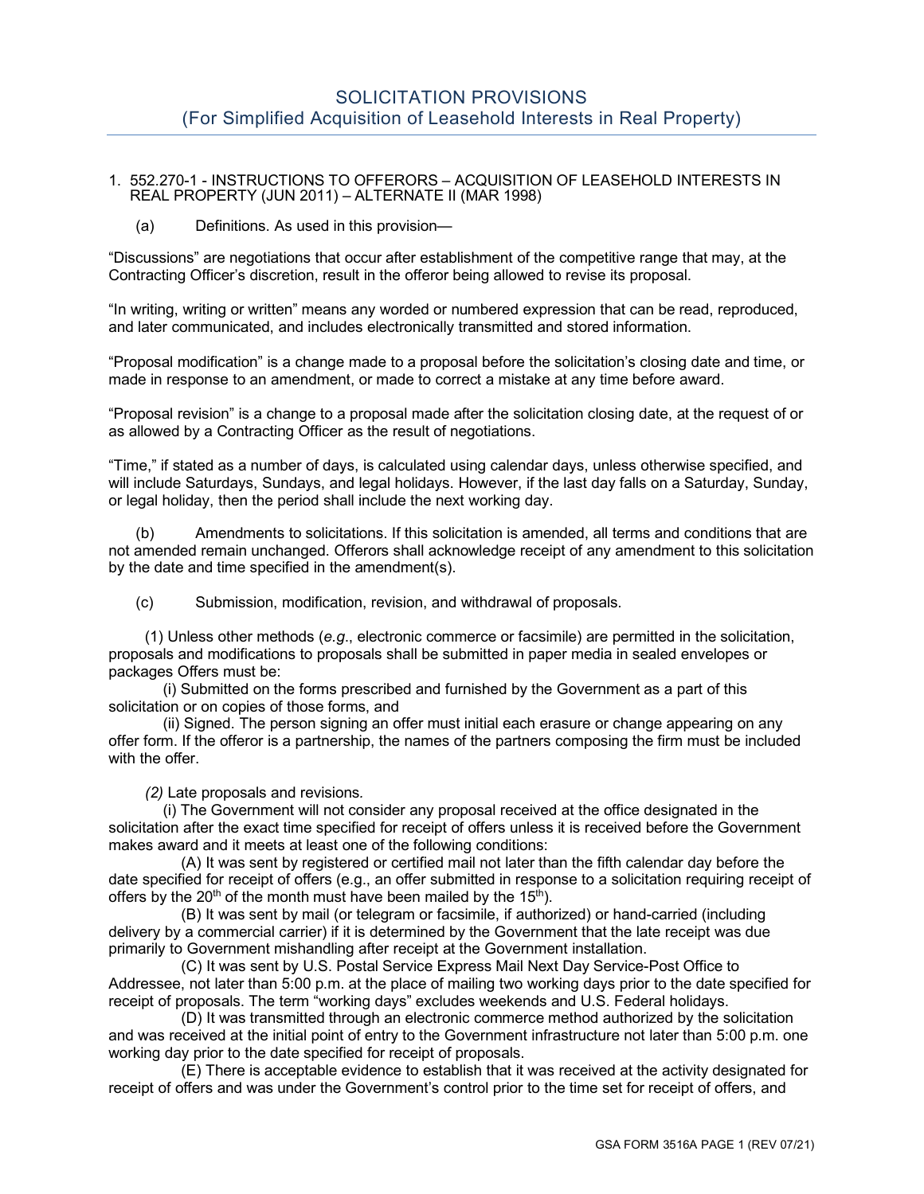# SOLICITATION PROVISIONS
## (For Simplified Acquisition of Leasehold Interests in Real Property)

1. 552.270-1 - INSTRUCTIONS TO OFFERORS – ACQUISITION OF LEASEHOLD INTERESTS IN REAL PROPERTY (JUN 2011) – ALTERNATE II (MAR 1998)

(a) Definitions. As used in this provision—

“Discussions” are negotiations that occur after establishment of the competitive range that may, at the Contracting Officer’s discretion, result in the offeror being allowed to revise its proposal.

“In writing, writing or written” means any worded or numbered expression that can be read, reproduced, and later communicated, and includes electronically transmitted and stored information.

“Proposal modification” is a change made to a proposal before the solicitation’s closing date and time, or made in response to an amendment, or made to correct a mistake at any time before award.

“Proposal revision” is a change to a proposal made after the solicitation closing date, at the request of or as allowed by a Contracting Officer as the result of negotiations.

“Time,” if stated as a number of days, is calculated using calendar days, unless otherwise specified, and will include Saturdays, Sundays, and legal holidays. However, if the last day falls on a Saturday, Sunday, or legal holiday, then the period shall include the next working day.

(b) Amendments to solicitations. If this solicitation is amended, all terms and conditions that are not amended remain unchanged. Offerors shall acknowledge receipt of any amendment to this solicitation by the date and time specified in the amendment(s).

(c) Submission, modification, revision, and withdrawal of proposals.

(1) Unless other methods (*e.g*., electronic commerce or facsimile) are permitted in the solicitation, proposals and modifications to proposals shall be submitted in paper media in sealed envelopes or packages Offers must be:

(i) Submitted on the forms prescribed and furnished by the Government as a part of this solicitation or on copies of those forms, and

(ii) Signed. The person signing an offer must initial each erasure or change appearing on any offer form. If the offeror is a partnership, the names of the partners composing the firm must be included with the offer.

*(2)* Late proposals and revisions*.*

(i) The Government will not consider any proposal received at the office designated in the solicitation after the exact time specified for receipt of offers unless it is received before the Government makes award and it meets at least one of the following conditions:

(A) It was sent by registered or certified mail not later than the fifth calendar day before the date specified for receipt of offers (e.g., an offer submitted in response to a solicitation requiring receipt of offers by the 20th of the month must have been mailed by the 15th).

(B) It was sent by mail (or telegram or facsimile, if authorized) or hand-carried (including delivery by a commercial carrier) if it is determined by the Government that the late receipt was due primarily to Government mishandling after receipt at the Government installation.

(C) It was sent by U.S. Postal Service Express Mail Next Day Service-Post Office to Addressee, not later than 5:00 p.m. at the place of mailing two working days prior to the date specified for receipt of proposals. The term “working days” excludes weekends and U.S. Federal holidays.

(D) It was transmitted through an electronic commerce method authorized by the solicitation and was received at the initial point of entry to the Government infrastructure not later than 5:00 p.m. one working day prior to the date specified for receipt of proposals.

(E) There is acceptable evidence to establish that it was received at the activity designated for receipt of offers and was under the Government’s control prior to the time set for receipt of offers, and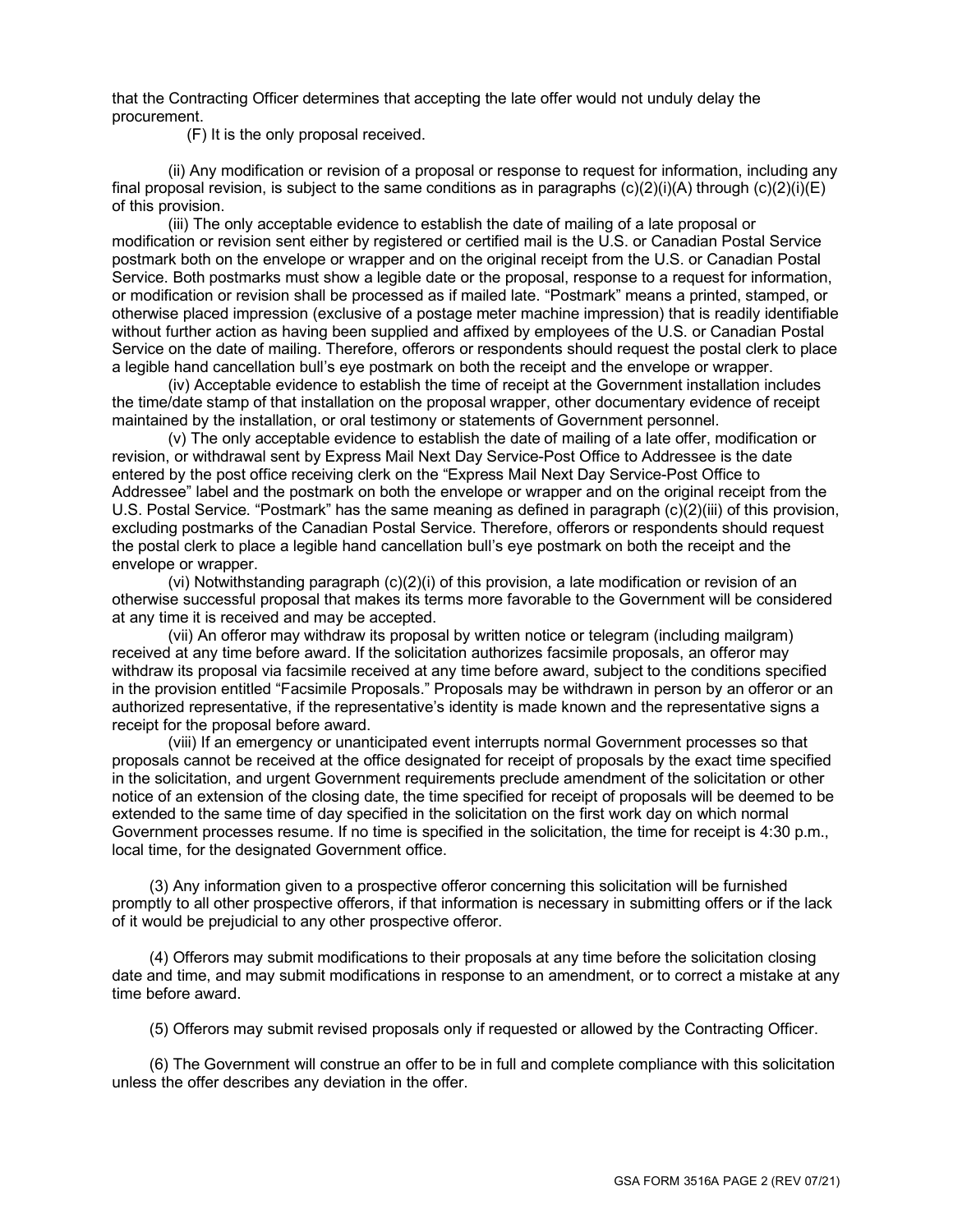that the Contracting Officer determines that accepting the late offer would not unduly delay the procurement.

(F) It is the only proposal received.

(ii) Any modification or revision of a proposal or response to request for information, including any final proposal revision, is subject to the same conditions as in paragraphs (c)(2)(i)(A) through (c)(2)(i)(E) of this provision.

(iii) The only acceptable evidence to establish the date of mailing of a late proposal or modification or revision sent either by registered or certified mail is the U.S. or Canadian Postal Service postmark both on the envelope or wrapper and on the original receipt from the U.S. or Canadian Postal Service. Both postmarks must show a legible date or the proposal, response to a request for information, or modification or revision shall be processed as if mailed late. "Postmark" means a printed, stamped, or otherwise placed impression (exclusive of a postage meter machine impression) that is readily identifiable without further action as having been supplied and affixed by employees of the U.S. or Canadian Postal Service on the date of mailing. Therefore, offerors or respondents should request the postal clerk to place a legible hand cancellation bull's eye postmark on both the receipt and the envelope or wrapper.

(iv) Acceptable evidence to establish the time of receipt at the Government installation includes the time/date stamp of that installation on the proposal wrapper, other documentary evidence of receipt maintained by the installation, or oral testimony or statements of Government personnel.

(v) The only acceptable evidence to establish the date of mailing of a late offer, modification or revision, or withdrawal sent by Express Mail Next Day Service-Post Office to Addressee is the date entered by the post office receiving clerk on the "Express Mail Next Day Service-Post Office to Addressee" label and the postmark on both the envelope or wrapper and on the original receipt from the U.S. Postal Service. "Postmark" has the same meaning as defined in paragraph (c)(2)(iii) of this provision, excluding postmarks of the Canadian Postal Service. Therefore, offerors or respondents should request the postal clerk to place a legible hand cancellation bull's eye postmark on both the receipt and the envelope or wrapper.

(vi) Notwithstanding paragraph (c)(2)(i) of this provision, a late modification or revision of an otherwise successful proposal that makes its terms more favorable to the Government will be considered at any time it is received and may be accepted.

(vii) An offeror may withdraw its proposal by written notice or telegram (including mailgram) received at any time before award. If the solicitation authorizes facsimile proposals, an offeror may withdraw its proposal via facsimile received at any time before award, subject to the conditions specified in the provision entitled "Facsimile Proposals." Proposals may be withdrawn in person by an offeror or an authorized representative, if the representative's identity is made known and the representative signs a receipt for the proposal before award.

(viii) If an emergency or unanticipated event interrupts normal Government processes so that proposals cannot be received at the office designated for receipt of proposals by the exact time specified in the solicitation, and urgent Government requirements preclude amendment of the solicitation or other notice of an extension of the closing date, the time specified for receipt of proposals will be deemed to be extended to the same time of day specified in the solicitation on the first work day on which normal Government processes resume. If no time is specified in the solicitation, the time for receipt is 4:30 p.m., local time, for the designated Government office.

(3) Any information given to a prospective offeror concerning this solicitation will be furnished promptly to all other prospective offerors, if that information is necessary in submitting offers or if the lack of it would be prejudicial to any other prospective offeror.

(4) Offerors may submit modifications to their proposals at any time before the solicitation closing date and time, and may submit modifications in response to an amendment, or to correct a mistake at any time before award.

(5) Offerors may submit revised proposals only if requested or allowed by the Contracting Officer.

(6) The Government will construe an offer to be in full and complete compliance with this solicitation unless the offer describes any deviation in the offer.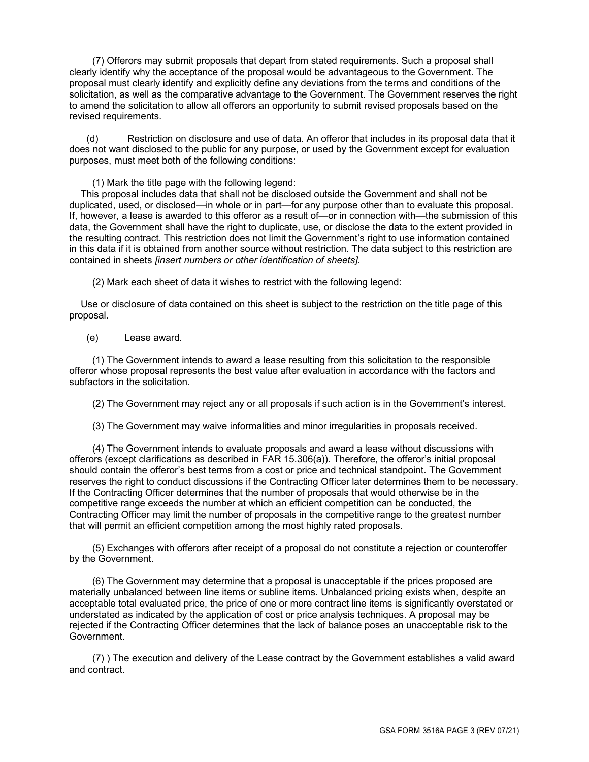(7) Offerors may submit proposals that depart from stated requirements. Such a proposal shall clearly identify why the acceptance of the proposal would be advantageous to the Government. The proposal must clearly identify and explicitly define any deviations from the terms and conditions of the solicitation, as well as the comparative advantage to the Government. The Government reserves the right to amend the solicitation to allow all offerors an opportunity to submit revised proposals based on the revised requirements.

(d) Restriction on disclosure and use of data. An offeror that includes in its proposal data that it does not want disclosed to the public for any purpose, or used by the Government except for evaluation purposes, must meet both of the following conditions:

(1) Mark the title page with the following legend:

This proposal includes data that shall not be disclosed outside the Government and shall not be duplicated, used, or disclosed—in whole or in part—for any purpose other than to evaluate this proposal. If, however, a lease is awarded to this offeror as a result of—or in connection with—the submission of this data, the Government shall have the right to duplicate, use, or disclose the data to the extent provided in the resulting contract. This restriction does not limit the Government's right to use information contained in this data if it is obtained from another source without restriction. The data subject to this restriction are contained in sheets *[insert numbers or other identification of sheets]*.

(2) Mark each sheet of data it wishes to restrict with the following legend:

Use or disclosure of data contained on this sheet is subject to the restriction on the title page of this proposal.

(e) Lease award.

(1) The Government intends to award a lease resulting from this solicitation to the responsible offeror whose proposal represents the best value after evaluation in accordance with the factors and subfactors in the solicitation.

(2) The Government may reject any or all proposals if such action is in the Government's interest.

(3) The Government may waive informalities and minor irregularities in proposals received.

(4) The Government intends to evaluate proposals and award a lease without discussions with offerors (except clarifications as described in FAR 15.306(a)). Therefore, the offeror's initial proposal should contain the offeror's best terms from a cost or price and technical standpoint. The Government reserves the right to conduct discussions if the Contracting Officer later determines them to be necessary. If the Contracting Officer determines that the number of proposals that would otherwise be in the competitive range exceeds the number at which an efficient competition can be conducted, the Contracting Officer may limit the number of proposals in the competitive range to the greatest number that will permit an efficient competition among the most highly rated proposals.

(5) Exchanges with offerors after receipt of a proposal do not constitute a rejection or counteroffer by the Government.

(6) The Government may determine that a proposal is unacceptable if the prices proposed are materially unbalanced between line items or subline items. Unbalanced pricing exists when, despite an acceptable total evaluated price, the price of one or more contract line items is significantly overstated or understated as indicated by the application of cost or price analysis techniques. A proposal may be rejected if the Contracting Officer determines that the lack of balance poses an unacceptable risk to the Government.

(7) ) The execution and delivery of the Lease contract by the Government establishes a valid award and contract.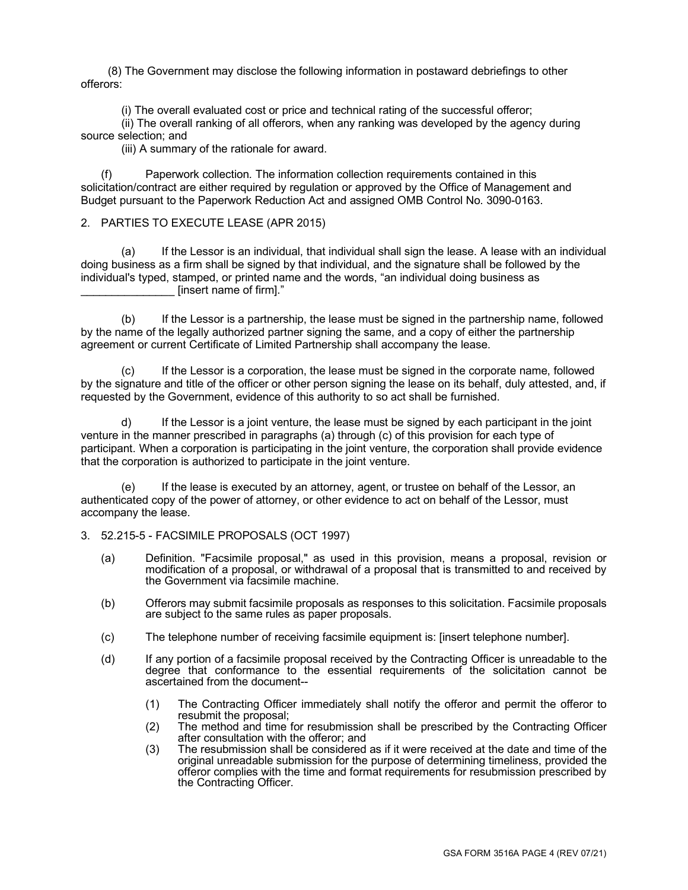(8) The Government may disclose the following information in postaward debriefings to other offerors:

(i) The overall evaluated cost or price and technical rating of the successful offeror;

(ii) The overall ranking of all offerors, when any ranking was developed by the agency during source selection; and

(iii) A summary of the rationale for award.

(f) Paperwork collection*.* The information collection requirements contained in this solicitation/contract are either required by regulation or approved by the Office of Management and Budget pursuant to the Paperwork Reduction Act and assigned OMB Control No. 3090-0163.

2. PARTIES TO EXECUTE LEASE (APR 2015)

(a) If the Lessor is an individual, that individual shall sign the lease. A lease with an individual doing business as a firm shall be signed by that individual, and the signature shall be followed by the individual's typed, stamped, or printed name and the words, "an individual doing business as _______________ [insert name of firm]."

(b) If the Lessor is a partnership, the lease must be signed in the partnership name, followed by the name of the legally authorized partner signing the same, and a copy of either the partnership agreement or current Certificate of Limited Partnership shall accompany the lease.

(c) If the Lessor is a corporation, the lease must be signed in the corporate name, followed by the signature and title of the officer or other person signing the lease on its behalf, duly attested, and, if requested by the Government, evidence of this authority to so act shall be furnished.

d) If the Lessor is a joint venture, the lease must be signed by each participant in the joint venture in the manner prescribed in paragraphs (a) through (c) of this provision for each type of participant. When a corporation is participating in the joint venture, the corporation shall provide evidence that the corporation is authorized to participate in the joint venture.

(e) If the lease is executed by an attorney, agent, or trustee on behalf of the Lessor, an authenticated copy of the power of attorney, or other evidence to act on behalf of the Lessor, must accompany the lease.

3. 52.215-5 - FACSIMILE PROPOSALS (OCT 1997)

(a) Definition. "Facsimile proposal," as used in this provision, means a proposal, revision or modification of a proposal, or withdrawal of a proposal that is transmitted to and received by the Government via facsimile machine.

(b) Offerors may submit facsimile proposals as responses to this solicitation. Facsimile proposals are subject to the same rules as paper proposals.

(c) The telephone number of receiving facsimile equipment is: [insert telephone number].

(d) If any portion of a facsimile proposal received by the Contracting Officer is unreadable to the degree that conformance to the essential requirements of the solicitation cannot be ascertained from the document--

(1) The Contracting Officer immediately shall notify the offeror and permit the offeror to resubmit the proposal;

(2) The method and time for resubmission shall be prescribed by the Contracting Officer after consultation with the offeror; and

(3) The resubmission shall be considered as if it were received at the date and time of the original unreadable submission for the purpose of determining timeliness, provided the offeror complies with the time and format requirements for resubmission prescribed by the Contracting Officer.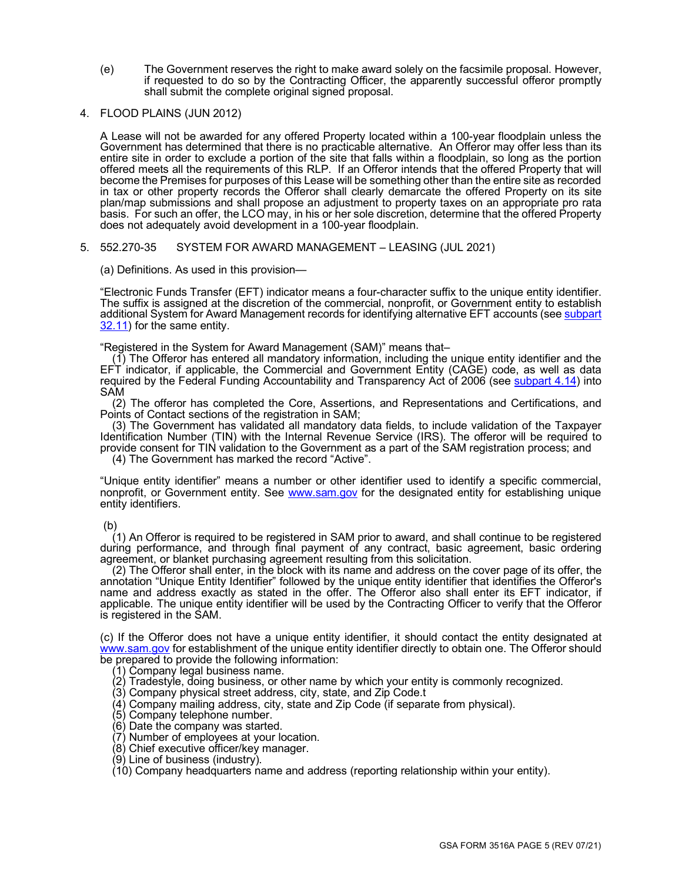(e) The Government reserves the right to make award solely on the facsimile proposal. However, if requested to do so by the Contracting Officer, the apparently successful offeror promptly shall submit the complete original signed proposal.

4. FLOOD PLAINS (JUN 2012)

A Lease will not be awarded for any offered Property located within a 100-year floodplain unless the Government has determined that there is no practicable alternative. An Offeror may offer less than its entire site in order to exclude a portion of the site that falls within a floodplain, so long as the portion offered meets all the requirements of this RLP. If an Offeror intends that the offered Property that will become the Premises for purposes of this Lease will be something other than the entire site as recorded in tax or other property records the Offeror shall clearly demarcate the offered Property on its site plan/map submissions and shall propose an adjustment to property taxes on an appropriate pro rata basis. For such an offer, the LCO may, in his or her sole discretion, determine that the offered Property does not adequately avoid development in a 100-year floodplain.

5. 552.270-35 SYSTEM FOR AWARD MANAGEMENT – LEASING (JUL 2021)

(a) Definitions. As used in this provision—

"Electronic Funds Transfer (EFT) indicator means a four-character suffix to the unique entity identifier. The suffix is assigned at the discretion of the commercial, nonprofit, or Government entity to establish additional System for Award Management records for identifying alternative EFT accounts (see subpart 32.11) for the same entity.

"Registered in the System for Award Management (SAM)" means that–

(1) The Offeror has entered all mandatory information, including the unique entity identifier and the EFT indicator, if applicable, the Commercial and Government Entity (CAGE) code, as well as data required by the Federal Funding Accountability and Transparency Act of 2006 (see subpart 4.14) into SAM

(2) The offeror has completed the Core, Assertions, and Representations and Certifications, and Points of Contact sections of the registration in SAM;

(3) The Government has validated all mandatory data fields, to include validation of the Taxpayer Identification Number (TIN) with the Internal Revenue Service (IRS). The offeror will be required to provide consent for TIN validation to the Government as a part of the SAM registration process; and

(4) The Government has marked the record "Active".

"Unique entity identifier" means a number or other identifier used to identify a specific commercial, nonprofit, or Government entity. See www.sam.gov for the designated entity for establishing unique entity identifiers.

(b)

(1) An Offeror is required to be registered in SAM prior to award, and shall continue to be registered during performance, and through final payment of any contract, basic agreement, basic ordering agreement, or blanket purchasing agreement resulting from this solicitation.

(2) The Offeror shall enter, in the block with its name and address on the cover page of its offer, the annotation "Unique Entity Identifier" followed by the unique entity identifier that identifies the Offeror's name and address exactly as stated in the offer. The Offeror also shall enter its EFT indicator, if applicable. The unique entity identifier will be used by the Contracting Officer to verify that the Offeror is registered in the SAM.

(c) If the Offeror does not have a unique entity identifier, it should contact the entity designated at www.sam.gov for establishment of the unique entity identifier directly to obtain one. The Offeror should be prepared to provide the following information:

(1) Company legal business name.
(2) Tradestyle, doing business, or other name by which your entity is commonly recognized.
(3) Company physical street address, city, state, and Zip Code.t
(4) Company mailing address, city, state and Zip Code (if separate from physical).
(5) Company telephone number.
(6) Date the company was started.
(7) Number of employees at your location.
(8) Chief executive officer/key manager.
(9) Line of business (industry).
(10) Company headquarters name and address (reporting relationship within your entity).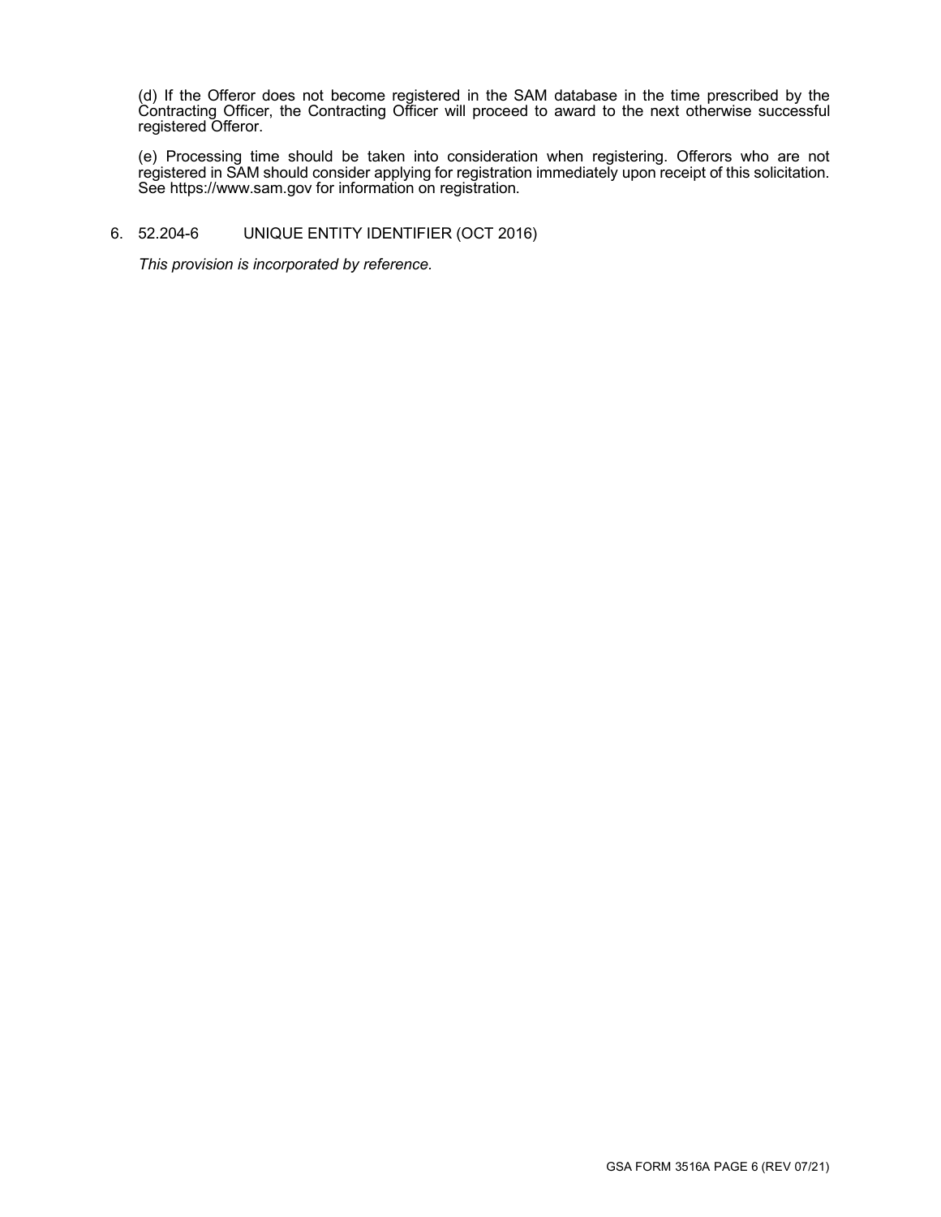(d) If the Offeror does not become registered in the SAM database in the time prescribed by the Contracting Officer, the Contracting Officer will proceed to award to the next otherwise successful registered Offeror.

(e) Processing time should be taken into consideration when registering. Offerors who are not registered in SAM should consider applying for registration immediately upon receipt of this solicitation. See https://www.sam.gov for information on registration.

6. 52.204-6 UNIQUE ENTITY IDENTIFIER (OCT 2016)

   *This provision is incorporated by reference.*